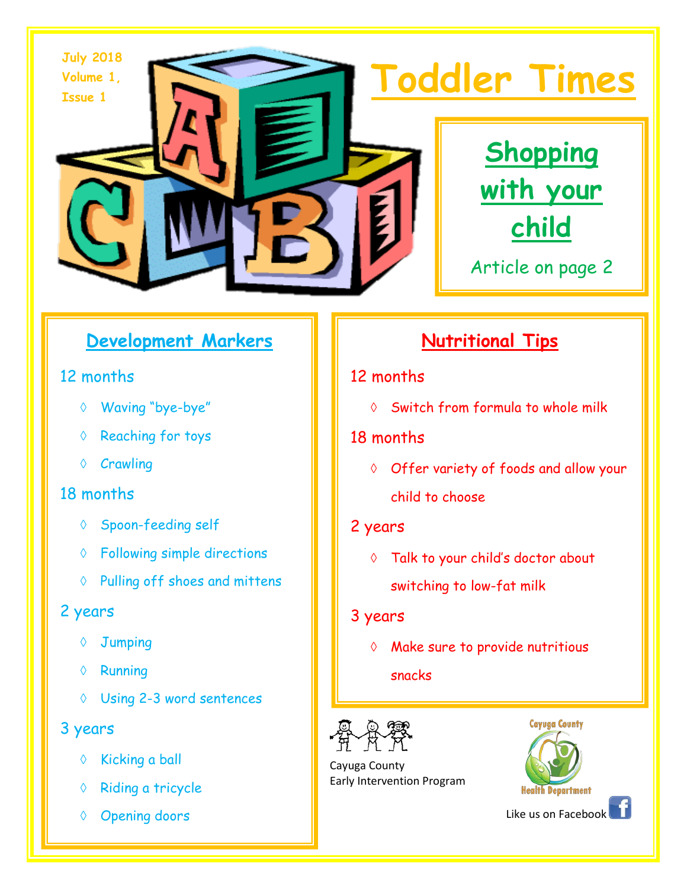July 2018
Volume 1,
Issue 1

# Toddler Times

## Shopping with your child

Article on page 2

## Development Markers

12 months

- Waving "bye-bye"
- Reaching for toys
- Crawling

18 months

- Spoon-feeding self
- Following simple directions
- Pulling off shoes and mittens

2 years

- Jumping
- Running
- Using 2-3 word sentences

3 years

- Kicking a ball
- Riding a tricycle
- Opening doors

## Nutritional Tips

12 months

- Switch from formula to whole milk

18 months

- Offer variety of foods and allow your child to choose

2 years

- Talk to your child's doctor about switching to low-fat milk

3 years

- Make sure to provide nutritious snacks

Cayuga County
Early Intervention Program

Cayuga County
Health Department

Like us on Facebook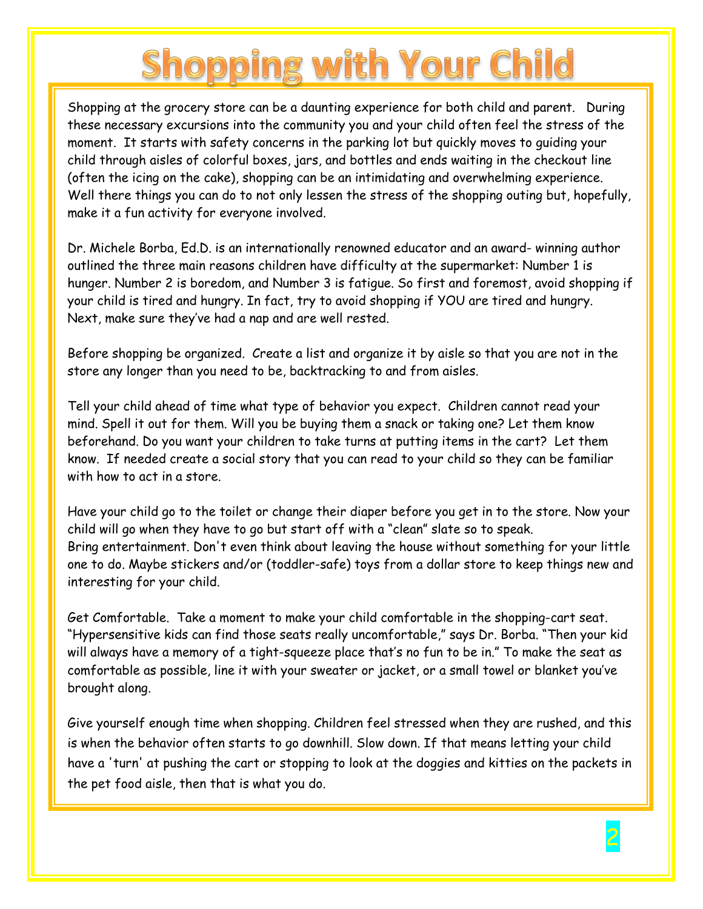# Shopping with Your Child

Shopping at the grocery store can be a daunting experience for both child and parent. During these necessary excursions into the community you and your child often feel the stress of the moment. It starts with safety concerns in the parking lot but quickly moves to guiding your child through aisles of colorful boxes, jars, and bottles and ends waiting in the checkout line (often the icing on the cake), shopping can be an intimidating and overwhelming experience. Well there things you can do to not only lessen the stress of the shopping outing but, hopefully, make it a fun activity for everyone involved.

Dr. Michele Borba, Ed.D. is an internationally renowned educator and an award- winning author outlined the three main reasons children have difficulty at the supermarket: Number 1 is hunger. Number 2 is boredom, and Number 3 is fatigue. So first and foremost, avoid shopping if your child is tired and hungry. In fact, try to avoid shopping if YOU are tired and hungry. Next, make sure they've had a nap and are well rested.

Before shopping be organized. Create a list and organize it by aisle so that you are not in the store any longer than you need to be, backtracking to and from aisles.

Tell your child ahead of time what type of behavior you expect. Children cannot read your mind. Spell it out for them. Will you be buying them a snack or taking one? Let them know beforehand. Do you want your children to take turns at putting items in the cart? Let them know. If needed create a social story that you can read to your child so they can be familiar with how to act in a store.

Have your child go to the toilet or change their diaper before you get in to the store. Now your child will go when they have to go but start off with a "clean" slate so to speak.
Bring entertainment. Don't even think about leaving the house without something for your little one to do. Maybe stickers and/or (toddler-safe) toys from a dollar store to keep things new and interesting for your child.

Get Comfortable. Take a moment to make your child comfortable in the shopping-cart seat. "Hypersensitive kids can find those seats really uncomfortable," says Dr. Borba. "Then your kid will always have a memory of a tight-squeeze place that's no fun to be in." To make the seat as comfortable as possible, line it with your sweater or jacket, or a small towel or blanket you've brought along.

Give yourself enough time when shopping. Children feel stressed when they are rushed, and this is when the behavior often starts to go downhill. Slow down. If that means letting your child have a 'turn' at pushing the cart or stopping to look at the doggies and kitties on the packets in the pet food aisle, then that is what you do.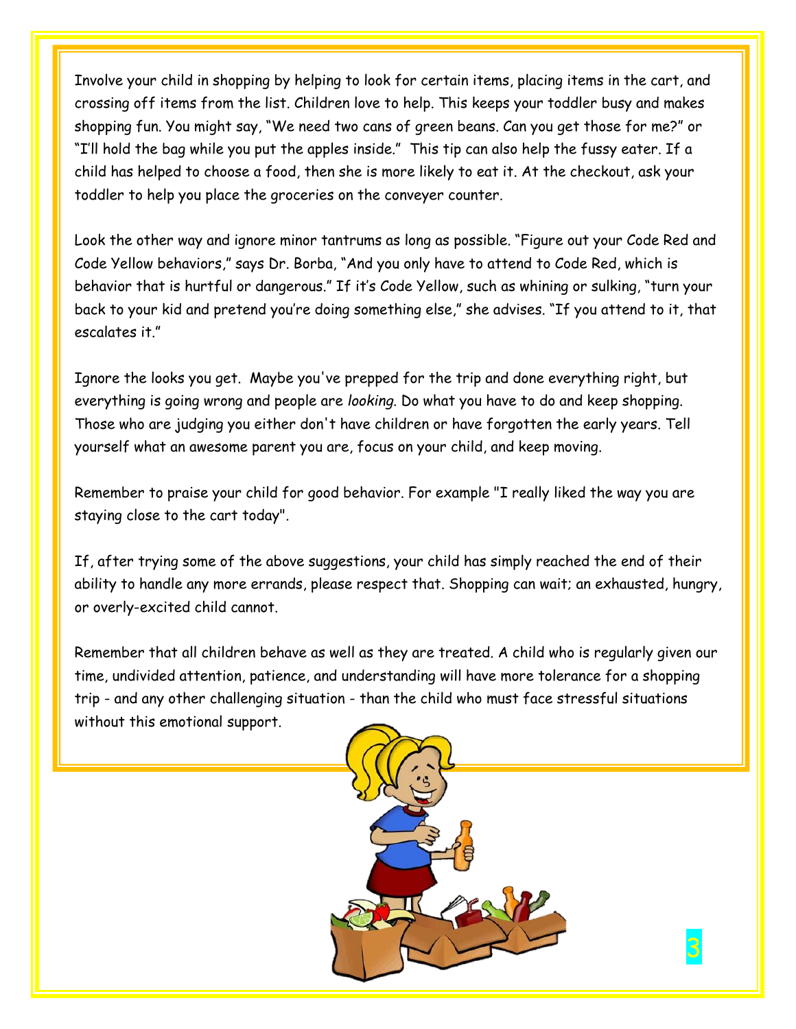Involve your child in shopping by helping to look for certain items, placing items in the cart, and crossing off items from the list. Children love to help. This keeps your toddler busy and makes shopping fun. You might say, "We need two cans of green beans. Can you get those for me?" or "I'll hold the bag while you put the apples inside." This tip can also help the fussy eater. If a child has helped to choose a food, then she is more likely to eat it. At the checkout, ask your toddler to help you place the groceries on the conveyer counter.

Look the other way and ignore minor tantrums as long as possible. "Figure out your Code Red and Code Yellow behaviors," says Dr. Borba, "And you only have to attend to Code Red, which is behavior that is hurtful or dangerous." If it's Code Yellow, such as whining or sulking, "turn your back to your kid and pretend you're doing something else," she advises. "If you attend to it, that escalates it."

Ignore the looks you get. Maybe you've prepped for the trip and done everything right, but everything is going wrong and people are *looking.* Do what you have to do and keep shopping. Those who are judging you either don't have children or have forgotten the early years. Tell yourself what an awesome parent you are, focus on your child, and keep moving.

Remember to praise your child for good behavior. For example "I really liked the way you are staying close to the cart today".

If, after trying some of the above suggestions, your child has simply reached the end of their ability to handle any more errands, please respect that. Shopping can wait; an exhausted, hungry, or overly-excited child cannot.

Remember that all children behave as well as they are treated. A child who is regularly given our time, undivided attention, patience, and understanding will have more tolerance for a shopping trip - and any other challenging situation - than the child who must face stressful situations without this emotional support.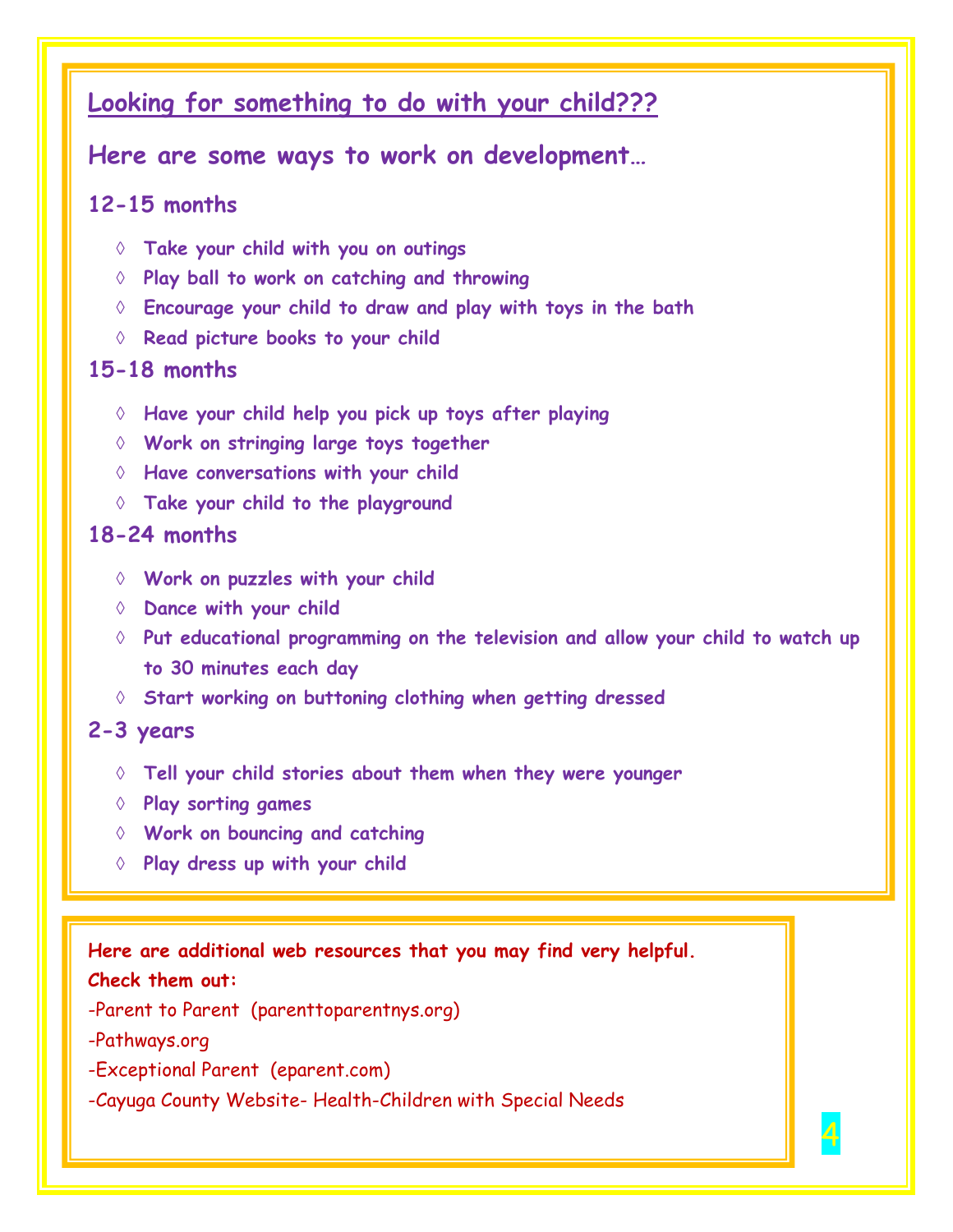## Looking for something to do with your child???

### Here are some ways to work on development…

**12-15 months**

- Take your child with you on outings
- Play ball to work on catching and throwing
- Encourage your child to draw and play with toys in the bath
- Read picture books to your child

**15-18 months**

- Have your child help you pick up toys after playing
- Work on stringing large toys together
- Have conversations with your child
- Take your child to the playground

**18-24 months**

- Work on puzzles with your child
- Dance with your child
- Put educational programming on the television and allow your child to watch up to 30 minutes each day
- Start working on buttoning clothing when getting dressed

**2-3 years**

- Tell your child stories about them when they were younger
- Play sorting games
- Work on bouncing and catching
- Play dress up with your child

**Here are additional web resources that you may find very helpful.**
**Check them out:**

-Parent to Parent (parenttoparentnys.org)
-Pathways.org
-Exceptional Parent (eparent.com)
-Cayuga County Website- Health-Children with Special Needs